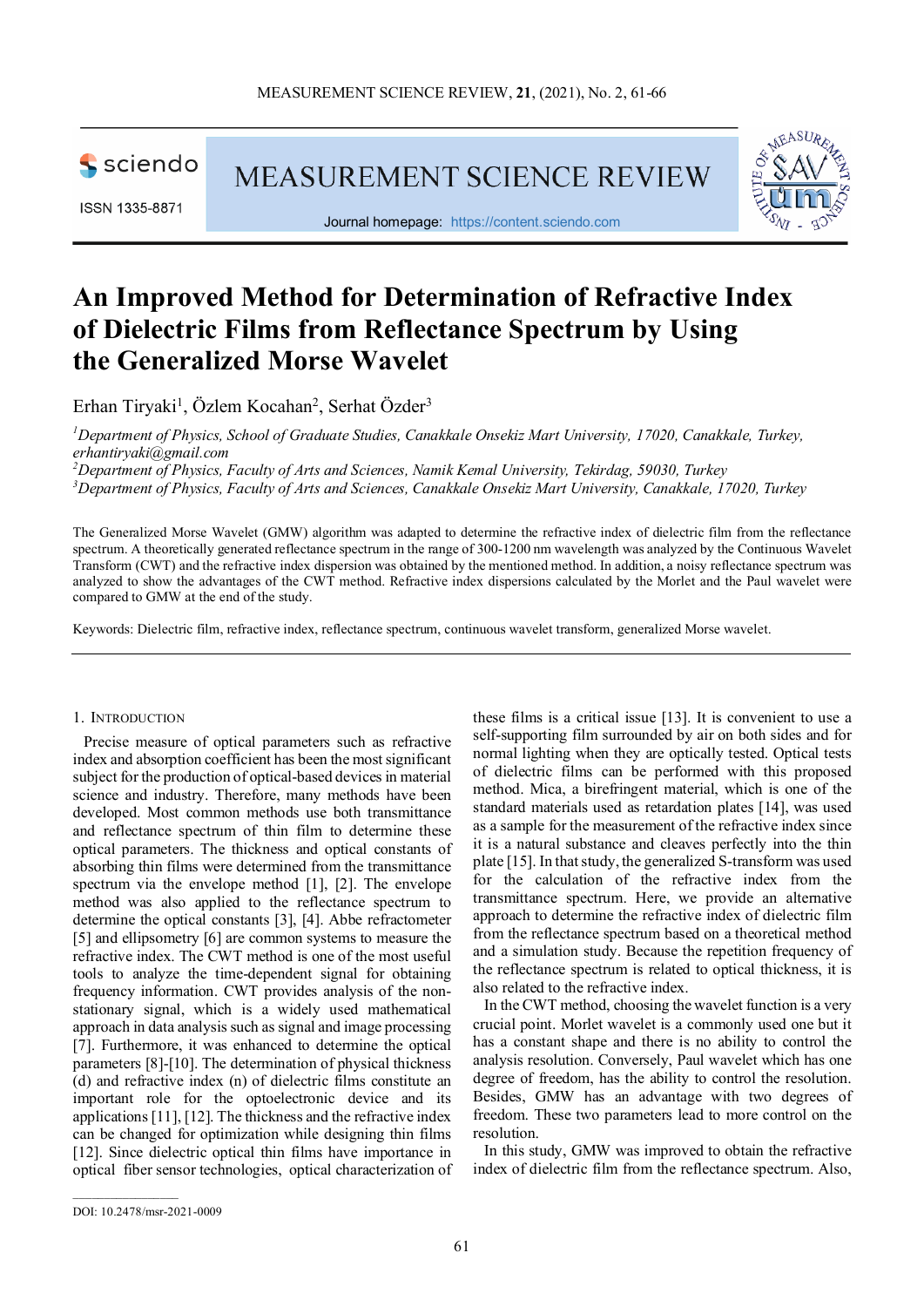# An Improved Method for Determination of Refractive Index of Dielectric Films from Reflectance Spectrum by Using the Generalized Morse Wavelet

Erhan Tiryaki[1], Özlem Kocahan[2], Serhat Özder[3]

*[1]Department of Physics, School of Graduate Studies, Canakkale Onsekiz Mart University, 17020, Canakkale, Turkey, erhantiryaki@gmail.com*
*[2]Department of Physics, Faculty of Arts and Sciences, Namik Kemal University, Tekirdag, 59030, Turkey*
*[3]Department of Physics, Faculty of Arts and Sciences, Canakkale Onsekiz Mart University, Canakkale, 17020, Turkey*

The Generalized Morse Wavelet (GMW) algorithm was adapted to determine the refractive index of dielectric film from the reflectance spectrum. A theoretically generated reflectance spectrum in the range of 300-1200 nm wavelength was analyzed by the Continuous Wavelet Transform (CWT) and the refractive index dispersion was obtained by the mentioned method. In addition, a noisy reflectance spectrum was analyzed to show the advantages of the CWT method. Refractive index dispersions calculated by the Morlet and the Paul wavelet were compared to GMW at the end of the study.

Keywords: Dielectric film, refractive index, reflectance spectrum, continuous wavelet transform, generalized Morse wavelet.

## 1. Introduction

Precise measure of optical parameters such as refractive index and absorption coefficient has been the most significant subject for the production of optical-based devices in material science and industry. Therefore, many methods have been developed. Most common methods use both transmittance and reflectance spectrum of thin film to determine these optical parameters. The thickness and optical constants of absorbing thin films were determined from the transmittance spectrum via the envelope method [1], [2]. The envelope method was also applied to the reflectance spectrum to determine the optical constants [3], [4]. Abbe refractometer [5] and ellipsometry [6] are common systems to measure the refractive index. The CWT method is one of the most useful tools to analyze the time-dependent signal for obtaining frequency information. CWT provides analysis of the non-stationary signal, which is a widely used mathematical approach in data analysis such as signal and image processing [7]. Furthermore, it was enhanced to determine the optical parameters [8]-[10]. The determination of physical thickness (d) and refractive index (n) of dielectric films constitute an important role for the optoelectronic device and its applications [11], [12]. The thickness and the refractive index can be changed for optimization while designing thin films [12]. Since dielectric optical thin films have importance in optical fiber sensor technologies, optical characterization of these films is a critical issue [13]. It is convenient to use a self-supporting film surrounded by air on both sides and for normal lighting when they are optically tested. Optical tests of dielectric films can be performed with this proposed method. Mica, a birefringent material, which is one of the standard materials used as retardation plates [14], was used as a sample for the measurement of the refractive index since it is a natural substance and cleaves perfectly into the thin plate [15]. In that study, the generalized S-transform was used for the calculation of the refractive index from the transmittance spectrum. Here, we provide an alternative approach to determine the refractive index of dielectric film from the reflectance spectrum based on a theoretical method and a simulation study. Because the repetition frequency of the reflectance spectrum is related to optical thickness, it is also related to the refractive index.

In the CWT method, choosing the wavelet function is a very crucial point. Morlet wavelet is a commonly used one but it has a constant shape and there is no ability to control the analysis resolution. Conversely, Paul wavelet which has one degree of freedom, has the ability to control the resolution. Besides, GMW has an advantage with two degrees of freedom. These two parameters lead to more control on the resolution.

In this study, GMW was improved to obtain the refractive index of dielectric film from the reflectance spectrum. Also,

DOI: 10.2478/msr-2021-0009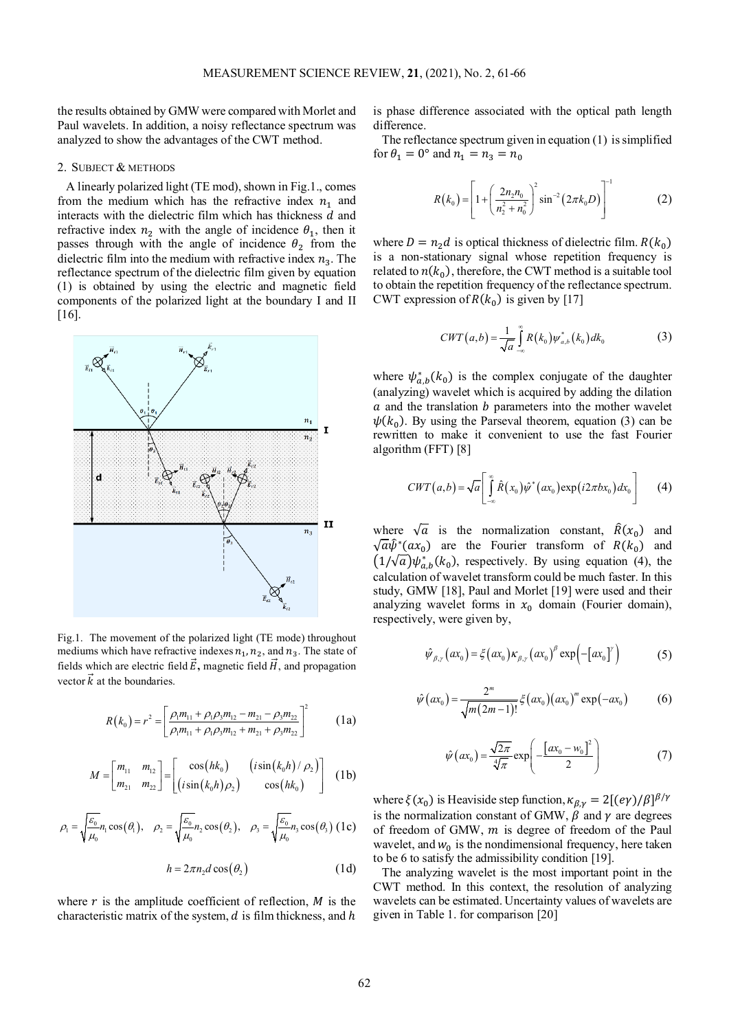the results obtained by GMW were compared with Morlet and Paul wavelets. In addition, a noisy reflectance spectrum was analyzed to show the advantages of the CWT method.

## 2. Subject & Methods

A linearly polarized light (TE mod), shown in Fig.1., comes from the medium which has the refractive index $n_1$ and interacts with the dielectric film which has thickness $d$ and refractive index $n_2$ with the angle of incidence $\theta_1$, then it passes through with the angle of incidence $\theta_2$ from the dielectric film into the medium with refractive index $n_3$. The reflectance spectrum of the dielectric film given by equation (1) is obtained by using the electric and magnetic field components of the polarized light at the boundary I and II [16].

Fig.1. The movement of the polarized light (TE mode) throughout mediums which have refractive indexes $n_1$, $n_2$, and $n_3$. The state of fields which are electric field $\vec{E}$, magnetic field $\vec{H}$, and propagation vector $\vec{k}$ at the boundaries.

$$R(k_0) = r^2 = \left[\frac{\rho_1 m_{11} + \rho_1\rho_3 m_{12} - m_{21} - \rho_3 m_{22}}{\rho_1 m_{11} + \rho_1\rho_3 m_{12} + m_{21} + \rho_3 m_{22}}\right]^2 \tag{1a}$$

$$M = \begin{bmatrix} m_{11} & m_{12} \\ m_{21} & m_{22} \end{bmatrix} = \begin{bmatrix} \cos(hk_0) & \left(i\sin(k_0 h)/\rho_2\right) \\ \left(i\sin(k_0 h)\rho_2\right) & \cos(hk_0) \end{bmatrix} \tag{1b}$$

$$\rho_1 = \sqrt{\frac{\varepsilon_0}{\mu_0}}n_1\cos(\theta_1),\quad \rho_2 = \sqrt{\frac{\varepsilon_0}{\mu_0}}n_2\cos(\theta_2),\quad \rho_3 = \sqrt{\frac{\varepsilon_0}{\mu_0}}n_3\cos(\theta_3) \tag{1c}$$

$$h = 2\pi n_2 d\cos(\theta_2) \tag{1d}$$

where $r$ is the amplitude coefficient of reflection, $M$ is the characteristic matrix of the system, $d$ is film thickness, and $h$ is phase difference associated with the optical path length difference.

The reflectance spectrum given in equation (1) is simplified for $\theta_1 = 0°$ and $n_1 = n_3 = n_0$

$$R(k_0) = \left[1 + \left(\frac{2n_2 n_0}{n_2^2 + n_0^2}\right)^2 \sin^{-2}(2\pi k_0 D)\right]^{-1} \tag{2}$$

where $D = n_2 d$ is optical thickness of dielectric film. $R(k_0)$ is a non-stationary signal whose repetition frequency is related to $n(k_0)$, therefore, the CWT method is a suitable tool to obtain the repetition frequency of the reflectance spectrum. CWT expression of $R(k_0)$ is given by [17]

$$CWT(a,b) = \frac{1}{\sqrt{a}}\int_{-\infty}^{\infty} R(k_0)\psi_{a,b}^*(k_0)\,dk_0 \tag{3}$$

where $\psi_{a,b}^*(k_0)$ is the complex conjugate of the daughter (analyzing) wavelet which is acquired by adding the dilation $a$ and the translation $b$ parameters into the mother wavelet $\psi(k_0)$. By using the Parseval theorem, equation (3) can be rewritten to make it convenient to use the fast Fourier algorithm (FFT) [8]

$$CWT(a,b) = \sqrt{a}\left[\int_{-\infty}^{\infty} \hat{R}(x_0)\hat{\psi}^*(ax_0)\exp(i2\pi bx_0)\,dx_0\right] \tag{4}$$

where $\sqrt{a}$ is the normalization constant, $\hat{R}(x_0)$ and $\sqrt{a}\hat{\psi}^*(ax_0)$ are the Fourier transform of $R(k_0)$ and $\left(1/\sqrt{a}\right)\psi_{a,b}^*(k_0)$, respectively. By using equation (4), the calculation of wavelet transform could be much faster. In this study, GMW [18], Paul and Morlet [19] were used and their analyzing wavelet forms in $x_0$ domain (Fourier domain), respectively, were given by,

$$\hat{\psi}_{\beta,\gamma}(ax_0) = \xi(ax_0)\kappa_{\beta,\gamma}(ax_0)^{\beta}\exp\left(-[ax_0]^{\gamma}\right) \tag{5}$$

$$\hat{\psi}(ax_0) = \frac{2^m}{\sqrt{m(2m-1)!}}\xi(ax_0)(ax_0)^m\exp(-ax_0) \tag{6}$$

$$\hat{\psi}(ax_0) = \frac{\sqrt{2\pi}}{\sqrt[4]{\pi}}\exp\left(-\frac{[ax_0 - w_0]^2}{2}\right) \tag{7}$$

where $\xi(x_0)$ is Heaviside step function, $\kappa_{\beta,\gamma} = 2[(e\gamma)/\beta]^{\beta/\gamma}$ is the normalization constant of GMW, $\beta$ and $\gamma$ are degrees of freedom of GMW, $m$ is degree of freedom of the Paul wavelet, and $w_0$ is the nondimensional frequency, here taken to be 6 to satisfy the admissibility condition [19].

The analyzing wavelet is the most important point in the CWT method. In this context, the resolution of analyzing wavelets can be estimated. Uncertainty values of wavelets are given in Table 1. for comparison [20]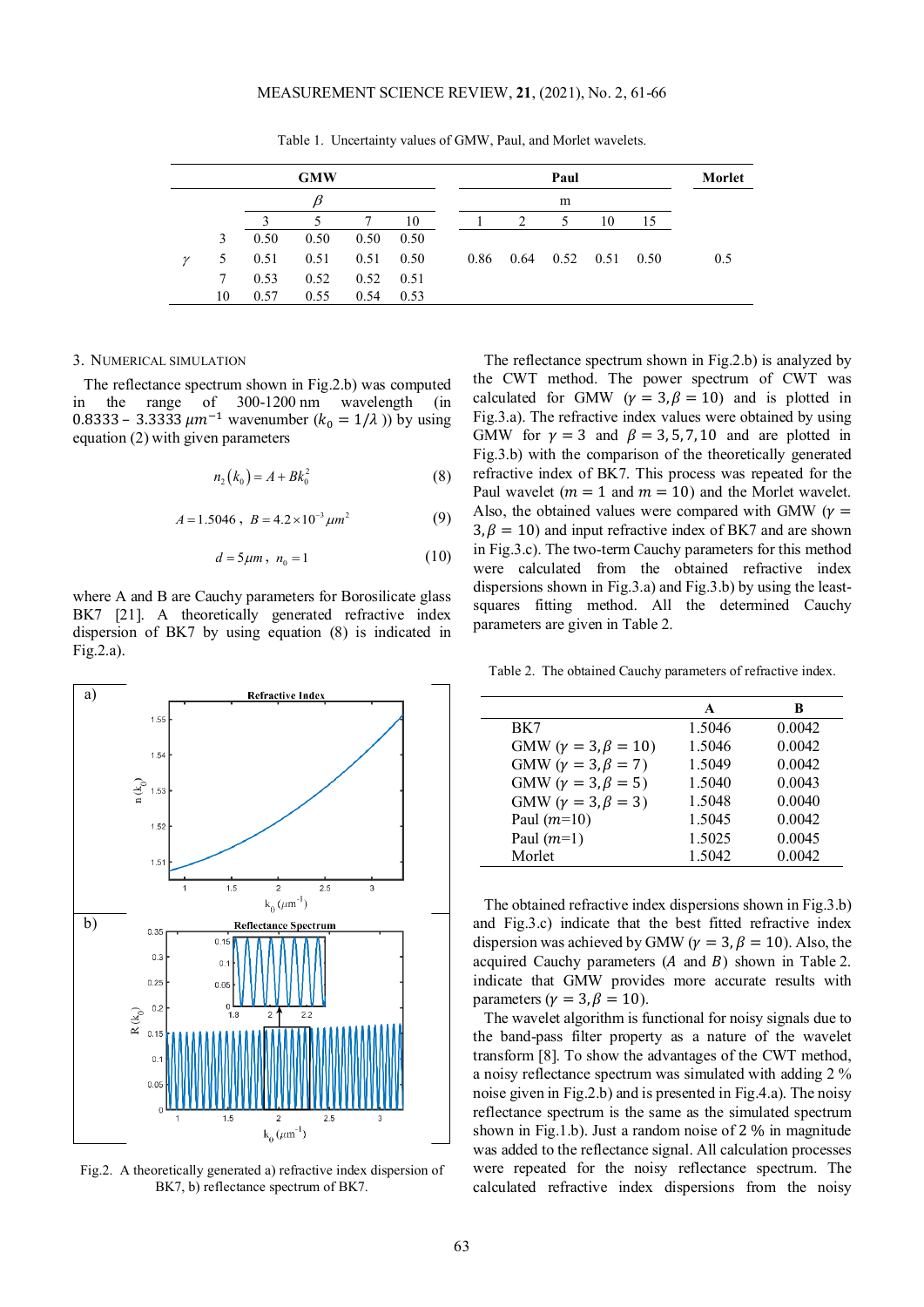Table 1. Uncertainty values of GMW, Paul, and Morlet wavelets.

| | | GMW | | | | Paul | | | | | Morlet |
|---|---|---|---|---|---|---|---|---|---|---|---|
| | | $\beta$ | | | | $m$ | | | | | |
| | | 3 | 5 | 7 | 10 | 1 | 2 | 5 | 10 | 15 | |
| $\gamma$ | 3 | 0.50 | 0.50 | 0.50 | 0.50 | | | | | | |
| | 5 | 0.51 | 0.51 | 0.51 | 0.50 | 0.86 | 0.64 | 0.52 | 0.51 | 0.50 | 0.5 |
| | 7 | 0.53 | 0.52 | 0.52 | 0.51 | | | | | | |
| | 10 | 0.57 | 0.55 | 0.54 | 0.53 | | | | | | |

## 3. Numerical simulation

The reflectance spectrum shown in Fig.2.b) was computed in the range of 300-1200 nm wavelength (in 0.8333 – 3.3333 $\mu m^{-1}$ wavenumber ($k_0 = 1/\lambda$)) by using equation (2) with given parameters

$$n_2(k_0) = A + Bk_0^2 \tag{8}$$

$$A = 1.5046\,,\;\; B = 4.2 \times 10^{-3}\,\mu m^2 \tag{9}$$

$$d = 5\mu m\,,\;\; n_0 = 1 \tag{10}$$

where A and B are Cauchy parameters for Borosilicate glass BK7 [21]. A theoretically generated refractive index dispersion of BK7 by using equation (8) is indicated in Fig.2.a).

Fig.2. A theoretically generated a) refractive index dispersion of BK7, b) reflectance spectrum of BK7.

The reflectance spectrum shown in Fig.2.b) is analyzed by the CWT method. The power spectrum of CWT was calculated for GMW ($\gamma = 3, \beta = 10$) and is plotted in Fig.3.a). The refractive index values were obtained by using GMW for $\gamma = 3$ and $\beta = 3, 5, 7, 10$ and are plotted in Fig.3.b) with the comparison of the theoretically generated refractive index of BK7. This process was repeated for the Paul wavelet ($m = 1$ and $m = 10$) and the Morlet wavelet. Also, the obtained values were compared with GMW ($\gamma = 3, \beta = 10$) and input refractive index of BK7 and are shown in Fig.3.c). The two-term Cauchy parameters for this method were calculated from the obtained refractive index dispersions shown in Fig.3.a) and Fig.3.b) by using the least-squares fitting method. All the determined Cauchy parameters are given in Table 2.

Table 2. The obtained Cauchy parameters of refractive index.

| | A | B |
|---|---|---|
| BK7 | 1.5046 | 0.0042 |
| GMW ($\gamma = 3, \beta = 10$) | 1.5046 | 0.0042 |
| GMW ($\gamma = 3, \beta = 7$) | 1.5049 | 0.0042 |
| GMW ($\gamma = 3, \beta = 5$) | 1.5040 | 0.0043 |
| GMW ($\gamma = 3, \beta = 3$) | 1.5048 | 0.0040 |
| Paul ($m$=10) | 1.5045 | 0.0042 |
| Paul ($m$=1) | 1.5025 | 0.0045 |
| Morlet | 1.5042 | 0.0042 |

The obtained refractive index dispersions shown in Fig.3.b) and Fig.3.c) indicate that the best fitted refractive index dispersion was achieved by GMW ($\gamma = 3, \beta = 10$). Also, the acquired Cauchy parameters ($A$ and $B$) shown in Table 2. indicate that GMW provides more accurate results with parameters ($\gamma = 3, \beta = 10$).

The wavelet algorithm is functional for noisy signals due to the band-pass filter property as a nature of the wavelet transform [8]. To show the advantages of the CWT method, a noisy reflectance spectrum was simulated with adding 2 % noise given in Fig.2.b) and is presented in Fig.4.a). The noisy reflectance spectrum is the same as the simulated spectrum shown in Fig.1.b). Just a random noise of 2 % in magnitude was added to the reflectance signal. All calculation processes were repeated for the noisy reflectance spectrum. The calculated refractive index dispersions from the noisy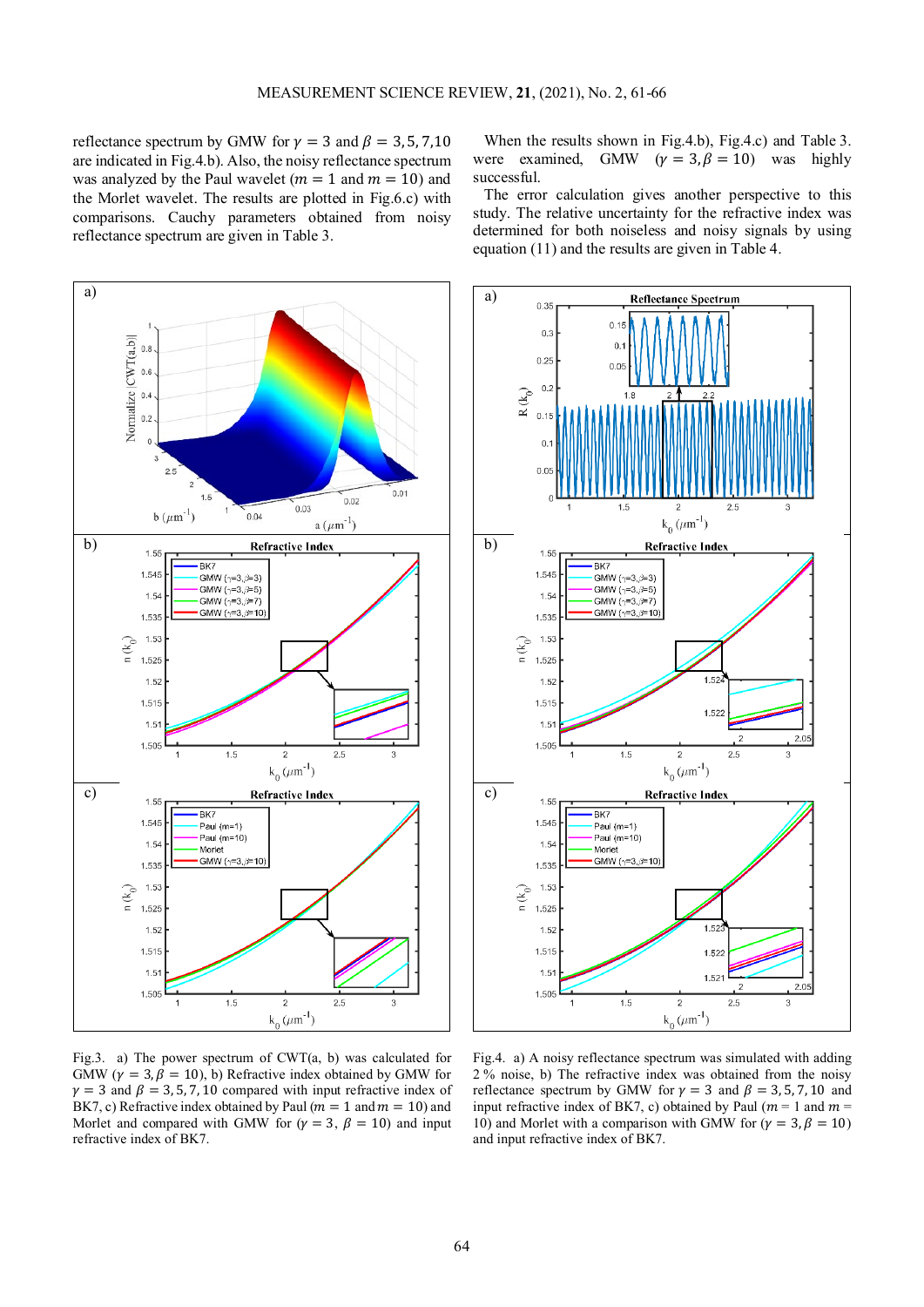reflectance spectrum by GMW for $\gamma = 3$ and $\beta = 3, 5, 7, 10$ are indicated in Fig.4.b). Also, the noisy reflectance spectrum was analyzed by the Paul wavelet ($m = 1$ and $m = 10$) and the Morlet wavelet. The results are plotted in Fig.6.c) with comparisons. Cauchy parameters obtained from noisy reflectance spectrum are given in Table 3.

When the results shown in Fig.4.b), Fig.4.c) and Table 3. were examined, GMW ($\gamma = 3, \beta = 10$) was highly successful.

The error calculation gives another perspective to this study. The relative uncertainty for the refractive index was determined for both noiseless and noisy signals by using equation (11) and the results are given in Table 4.

Fig.3. a) The power spectrum of CWT(a, b) was calculated for GMW ($\gamma = 3, \beta = 10$), b) Refractive index obtained by GMW for $\gamma = 3$ and $\beta = 3, 5, 7, 10$ compared with input refractive index of BK7, c) Refractive index obtained by Paul ($m = 1$ and $m = 10$) and Morlet and compared with GMW for ($\gamma = 3$, $\beta = 10$) and input refractive index of BK7.

Fig.4. a) A noisy reflectance spectrum was simulated with adding 2 % noise, b) The refractive index was obtained from the noisy reflectance spectrum by GMW for $\gamma = 3$ and $\beta = 3, 5, 7, 10$ and input refractive index of BK7, c) obtained by Paul ($m = 1$ and $m = 10$) and Morlet with a comparison with GMW for ($\gamma = 3, \beta = 10$) and input refractive index of BK7.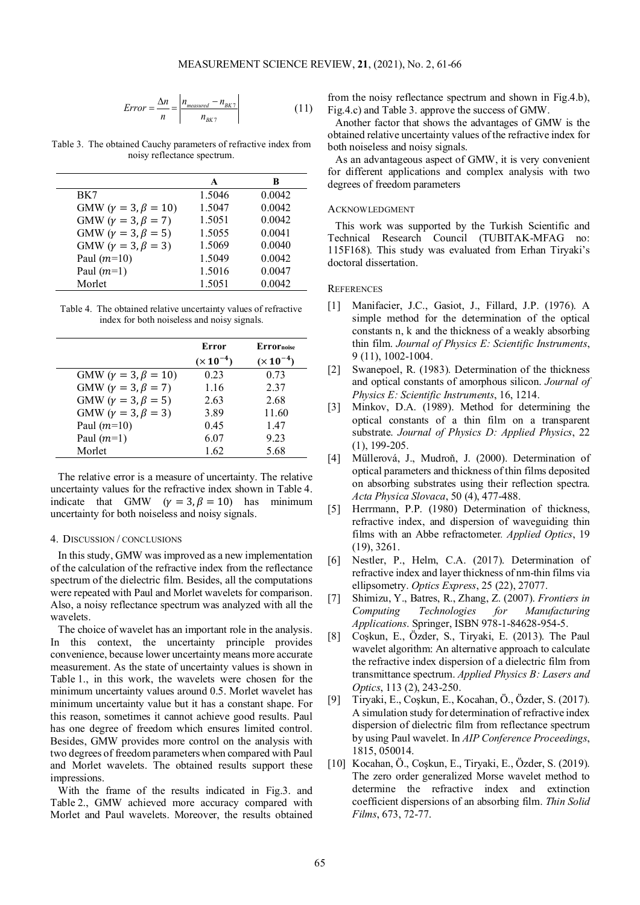$$Error = \frac{\Delta n}{n} = \left| \frac{n_{measured} - n_{BK7}}{n_{BK7}} \right| \tag{11}$$

Table 3. The obtained Cauchy parameters of refractive index from noisy reflectance spectrum.

| | A | B |
|---|---|---|
| BK7 | 1.5046 | 0.0042 |
| GMW ($\gamma = 3, \beta = 10$) | 1.5047 | 0.0042 |
| GMW ($\gamma = 3, \beta = 7$) | 1.5051 | 0.0042 |
| GMW ($\gamma = 3, \beta = 5$) | 1.5055 | 0.0041 |
| GMW ($\gamma = 3, \beta = 3$) | 1.5069 | 0.0040 |
| Paul ($m$=10) | 1.5049 | 0.0042 |
| Paul ($m$=1) | 1.5016 | 0.0047 |
| Morlet | 1.5051 | 0.0042 |

Table 4. The obtained relative uncertainty values of refractive index for both noiseless and noisy signals.

| | Error ($\times 10^{-4}$) | $\text{Error}_{\text{noise}}$ ($\times 10^{-4}$) |
|---|---|---|
| GMW ($\gamma = 3, \beta = 10$) | 0.23 | 0.73 |
| GMW ($\gamma = 3, \beta = 7$) | 1.16 | 2.37 |
| GMW ($\gamma = 3, \beta = 5$) | 2.63 | 2.68 |
| GMW ($\gamma = 3, \beta = 3$) | 3.89 | 11.60 |
| Paul ($m$=10) | 0.45 | 1.47 |
| Paul ($m$=1) | 6.07 | 9.23 |
| Morlet | 1.62 | 5.68 |

The relative error is a measure of uncertainty. The relative uncertainty values for the refractive index shown in Table 4. indicate that GMW ($\gamma = 3, \beta = 10$) has minimum uncertainty for both noiseless and noisy signals.

## 4. Discussion / conclusions

In this study, GMW was improved as a new implementation of the calculation of the refractive index from the reflectance spectrum of the dielectric film. Besides, all the computations were repeated with Paul and Morlet wavelets for comparison. Also, a noisy reflectance spectrum was analyzed with all the wavelets.

The choice of wavelet has an important role in the analysis. In this context, the uncertainty principle provides convenience, because lower uncertainty means more accurate measurement. As the state of uncertainty values is shown in Table 1., in this work, the wavelets were chosen for the minimum uncertainty values around 0.5. Morlet wavelet has minimum uncertainty value but it has a constant shape. For this reason, sometimes it cannot achieve good results. Paul has one degree of freedom which ensures limited control. Besides, GMW provides more control on the analysis with two degrees of freedom parameters when compared with Paul and Morlet wavelets. The obtained results support these impressions.

With the frame of the results indicated in Fig.3. and Table 2., GMW achieved more accuracy compared with Morlet and Paul wavelets. Moreover, the results obtained from the noisy reflectance spectrum and shown in Fig.4.b), Fig.4.c) and Table 3. approve the success of GMW.

Another factor that shows the advantages of GMW is the obtained relative uncertainty values of the refractive index for both noiseless and noisy signals.

As an advantageous aspect of GMW, it is very convenient for different applications and complex analysis with two degrees of freedom parameters

## Acknowledgment

This work was supported by the Turkish Scientific and Technical Research Council (TUBITAK-MFAG no: 115F168). This study was evaluated from Erhan Tiryaki's doctoral dissertation.

## References

[1] Manifacier, J.C., Gasiot, J., Fillard, J.P. (1976). A simple method for the determination of the optical constants n, k and the thickness of a weakly absorbing thin film. *Journal of Physics E: Scientific Instruments*, 9 (11), 1002-1004.

[2] Swanepoel, R. (1983). Determination of the thickness and optical constants of amorphous silicon. *Journal of Physics E: Scientific Instruments*, 16, 1214.

[3] Minkov, D.A. (1989). Method for determining the optical constants of a thin film on a transparent substrate. *Journal of Physics D: Applied Physics*, 22 (1), 199-205.

[4] Müllerová, J., Mudroň, J. (2000). Determination of optical parameters and thickness of thin films deposited on absorbing substrates using their reflection spectra. *Acta Physica Slovaca*, 50 (4), 477-488.

[5] Herrmann, P.P. (1980) Determination of thickness, refractive index, and dispersion of waveguiding thin films with an Abbe refractometer. *Applied Optics*, 19 (19), 3261.

[6] Nestler, P., Helm, C.A. (2017). Determination of refractive index and layer thickness of nm-thin films via ellipsometry. *Optics Express*, 25 (22), 27077.

[7] Shimizu, Y., Batres, R., Zhang, Z. (2007). *Frontiers in Computing Technologies for Manufacturing Applications*. Springer, ISBN 978-1-84628-954-5.

[8] Coşkun, E., Özder, S., Tiryaki, E. (2013). The Paul wavelet algorithm: An alternative approach to calculate the refractive index dispersion of a dielectric film from transmittance spectrum. *Applied Physics B: Lasers and Optics*, 113 (2), 243-250.

[9] Tiryaki, E., Coşkun, E., Kocahan, Ö., Özder, S. (2017). A simulation study for determination of refractive index dispersion of dielectric film from reflectance spectrum by using Paul wavelet. In *AIP Conference Proceedings*, 1815, 050014.

[10] Kocahan, Ö., Coşkun, E., Tiryaki, E., Özder, S. (2019). The zero order generalized Morse wavelet method to determine the refractive index and extinction coefficient dispersions of an absorbing film. *Thin Solid Films*, 673, 72-77.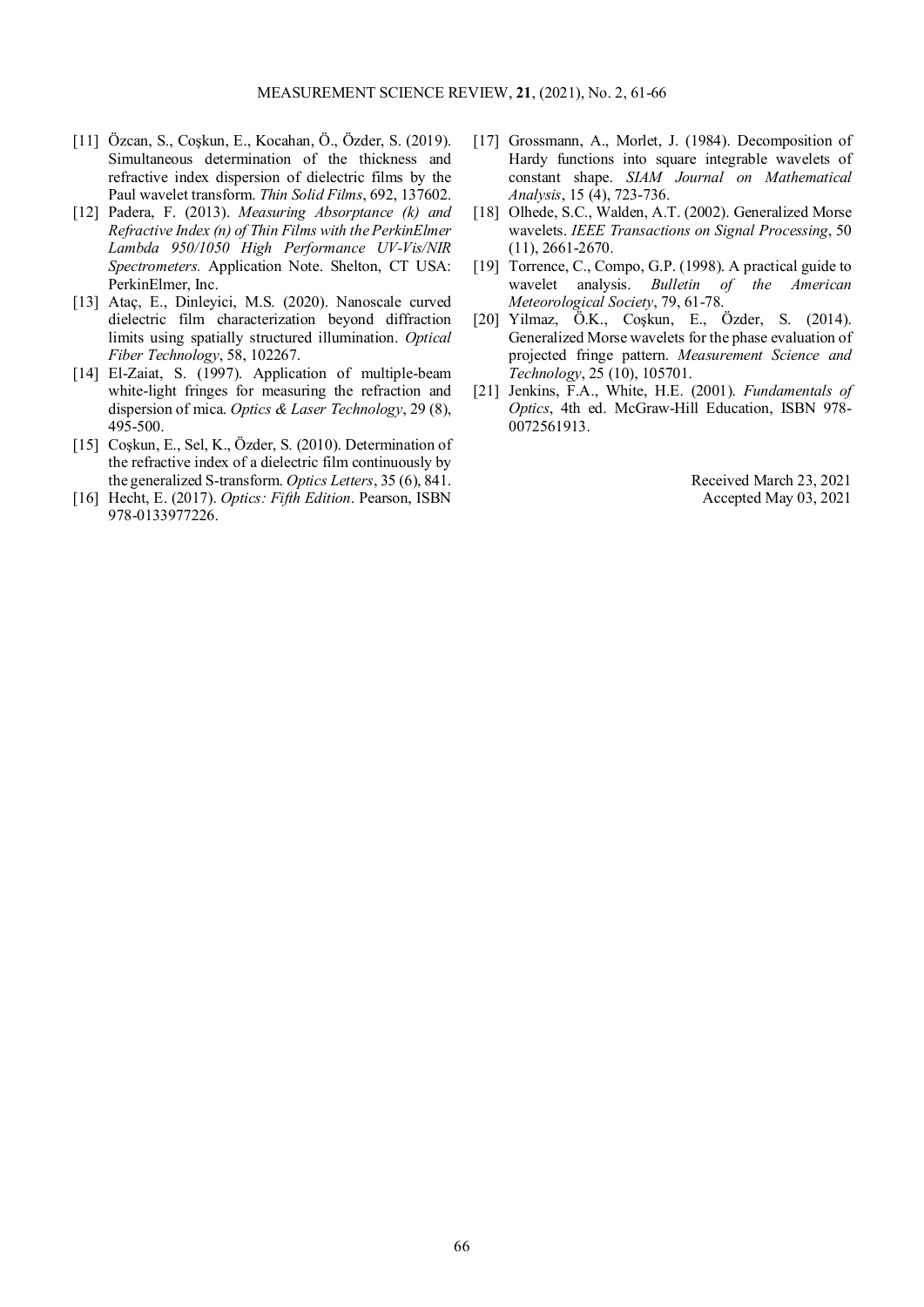[11] Özcan, S., Coşkun, E., Kocahan, Ö., Özder, S. (2019). Simultaneous determination of the thickness and refractive index dispersion of dielectric films by the Paul wavelet transform. *Thin Solid Films*, 692, 137602.

[12] Padera, F. (2013). *Measuring Absorptance (k) and Refractive Index (n) of Thin Films with the PerkinElmer Lambda 950/1050 High Performance UV-Vis/NIR Spectrometers.* Application Note. Shelton, CT USA: PerkinElmer, Inc.

[13] Ataç, E., Dinleyici, M.S. (2020). Nanoscale curved dielectric film characterization beyond diffraction limits using spatially structured illumination. *Optical Fiber Technology*, 58, 102267.

[14] El-Zaiat, S. (1997). Application of multiple-beam white-light fringes for measuring the refraction and dispersion of mica. *Optics & Laser Technology*, 29 (8), 495-500.

[15] Coşkun, E., Sel, K., Özder, S. (2010). Determination of the refractive index of a dielectric film continuously by the generalized S-transform. *Optics Letters*, 35 (6), 841.

[16] Hecht, E. (2017). *Optics: Fifth Edition*. Pearson, ISBN 978-0133977226.

[17] Grossmann, A., Morlet, J. (1984). Decomposition of Hardy functions into square integrable wavelets of constant shape. *SIAM Journal on Mathematical Analysis*, 15 (4), 723-736.

[18] Olhede, S.C., Walden, A.T. (2002). Generalized Morse wavelets. *IEEE Transactions on Signal Processing*, 50 (11), 2661-2670.

[19] Torrence, C., Compo, G.P. (1998). A practical guide to wavelet analysis. *Bulletin of the American Meteorological Society*, 79, 61-78.

[20] Yilmaz, Ö.K., Coşkun, E., Özder, S. (2014). Generalized Morse wavelets for the phase evaluation of projected fringe pattern. *Measurement Science and Technology*, 25 (10), 105701.

[21] Jenkins, F.A., White, H.E. (2001). *Fundamentals of Optics*, 4th ed. McGraw-Hill Education, ISBN 978-0072561913.

Received March 23, 2021
Accepted May 03, 2021